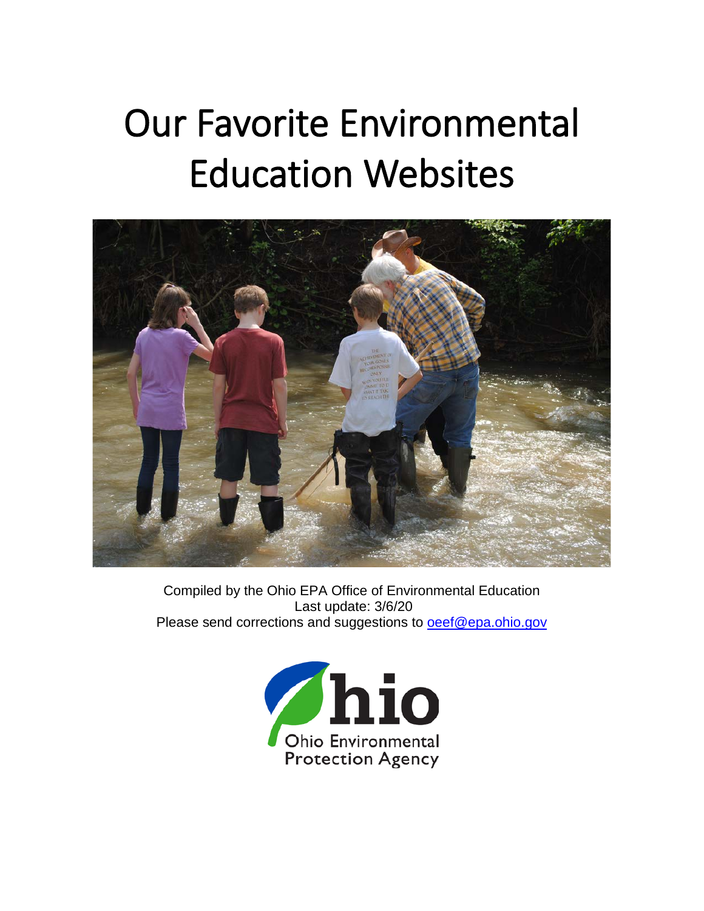# Our Favorite Environmental Education Websites

Compiled by the Ohio EPA Office of Environmental Education
Last update: 3/6/20
Please send corrections and suggestions to oeef@epa.ohio.gov

Ohio Environmental Protection Agency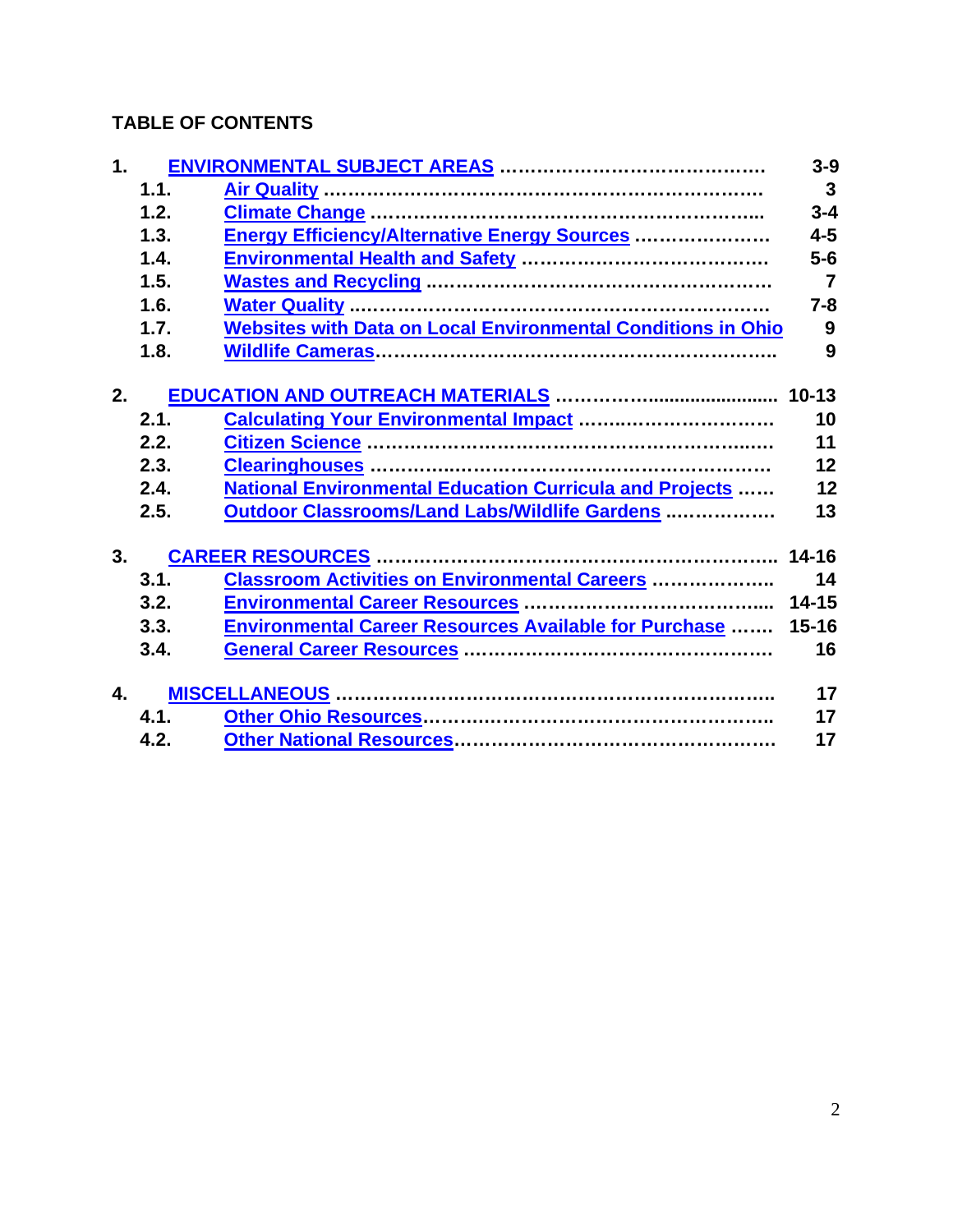## TABLE OF CONTENTS

| | | | |
|---|---|---|---|
| 1. | | ENVIRONMENTAL SUBJECT AREAS | 3-9 |
| | 1.1. | Air Quality | 3 |
| | 1.2. | Climate Change | 3-4 |
| | 1.3. | Energy Efficiency/Alternative Energy Sources | 4-5 |
| | 1.4. | Environmental Health and Safety | 5-6 |
| | 1.5. | Wastes and Recycling | 7 |
| | 1.6. | Water Quality | 7-8 |
| | 1.7. | Websites with Data on Local Environmental Conditions in Ohio | 9 |
| | 1.8. | Wildlife Cameras | 9 |
| 2. | | EDUCATION AND OUTREACH MATERIALS | 10-13 |
| | 2.1. | Calculating Your Environmental Impact | 10 |
| | 2.2. | Citizen Science | 11 |
| | 2.3. | Clearinghouses | 12 |
| | 2.4. | National Environmental Education Curricula and Projects | 12 |
| | 2.5. | Outdoor Classrooms/Land Labs/Wildlife Gardens | 13 |
| 3. | | CAREER RESOURCES | 14-16 |
| | 3.1. | Classroom Activities on Environmental Careers | 14 |
| | 3.2. | Environmental Career Resources | 14-15 |
| | 3.3. | Environmental Career Resources Available for Purchase | 15-16 |
| | 3.4. | General Career Resources | 16 |
| 4. | | MISCELLANEOUS | 17 |
| | 4.1. | Other Ohio Resources | 17 |
| | 4.2. | Other National Resources | 17 |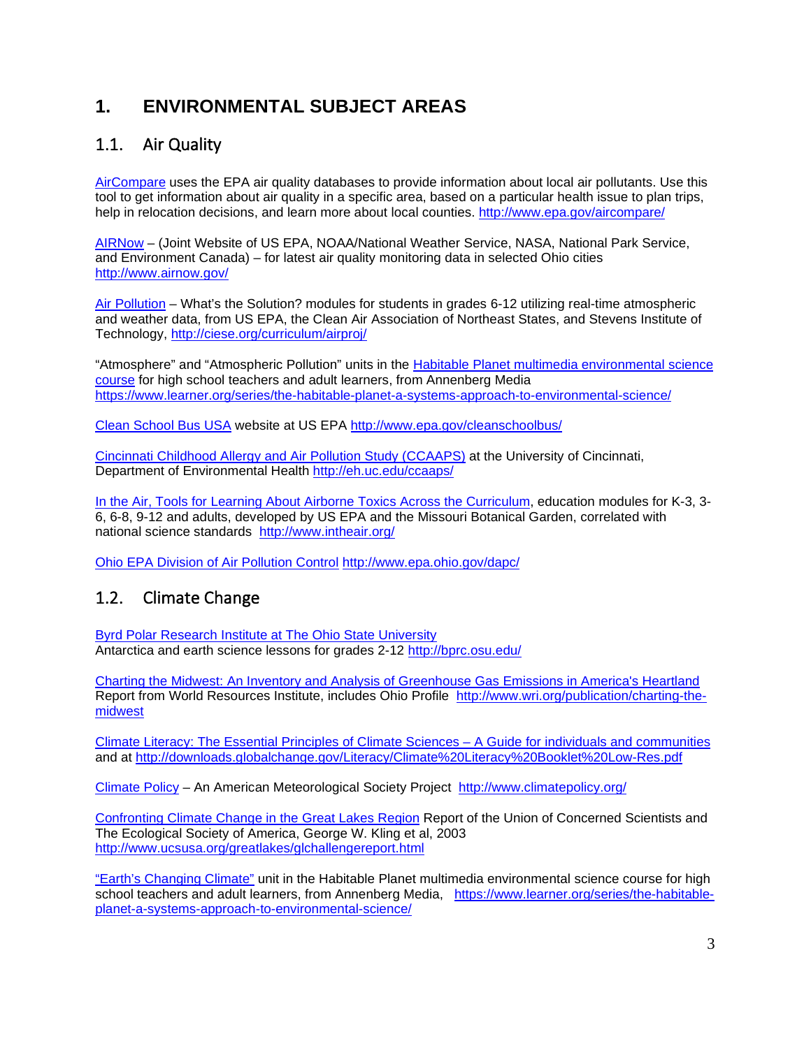# 1. ENVIRONMENTAL SUBJECT AREAS

## 1.1. Air Quality

AirCompare uses the EPA air quality databases to provide information about local air pollutants. Use this tool to get information about air quality in a specific area, based on a particular health issue to plan trips, help in relocation decisions, and learn more about local counties. http://www.epa.gov/aircompare/

AIRNow – (Joint Website of US EPA, NOAA/National Weather Service, NASA, National Park Service, and Environment Canada) – for latest air quality monitoring data in selected Ohio cities http://www.airnow.gov/

Air Pollution – What's the Solution? modules for students in grades 6-12 utilizing real-time atmospheric and weather data, from US EPA, the Clean Air Association of Northeast States, and Stevens Institute of Technology, http://ciese.org/curriculum/airproj/

"Atmosphere" and "Atmospheric Pollution" units in the Habitable Planet multimedia environmental science course for high school teachers and adult learners, from Annenberg Media https://www.learner.org/series/the-habitable-planet-a-systems-approach-to-environmental-science/

Clean School Bus USA website at US EPA http://www.epa.gov/cleanschoolbus/

Cincinnati Childhood Allergy and Air Pollution Study (CCAAPS) at the University of Cincinnati, Department of Environmental Health http://eh.uc.edu/ccaaps/

In the Air, Tools for Learning About Airborne Toxics Across the Curriculum, education modules for K-3, 3-6, 6-8, 9-12 and adults, developed by US EPA and the Missouri Botanical Garden, correlated with national science standards http://www.intheair.org/

Ohio EPA Division of Air Pollution Control http://www.epa.ohio.gov/dapc/

## 1.2. Climate Change

Byrd Polar Research Institute at The Ohio State University
Antarctica and earth science lessons for grades 2-12 http://bprc.osu.edu/

Charting the Midwest: An Inventory and Analysis of Greenhouse Gas Emissions in America's Heartland Report from World Resources Institute, includes Ohio Profile http://www.wri.org/publication/charting-the-midwest

Climate Literacy: The Essential Principles of Climate Sciences – A Guide for individuals and communities and at http://downloads.globalchange.gov/Literacy/Climate%20Literacy%20Booklet%20Low-Res.pdf

Climate Policy – An American Meteorological Society Project http://www.climatepolicy.org/

Confronting Climate Change in the Great Lakes Region Report of the Union of Concerned Scientists and The Ecological Society of America, George W. Kling et al, 2003 http://www.ucsusa.org/greatlakes/glchallengereport.html

"Earth's Changing Climate" unit in the Habitable Planet multimedia environmental science course for high school teachers and adult learners, from Annenberg Media, https://www.learner.org/series/the-habitable-planet-a-systems-approach-to-environmental-science/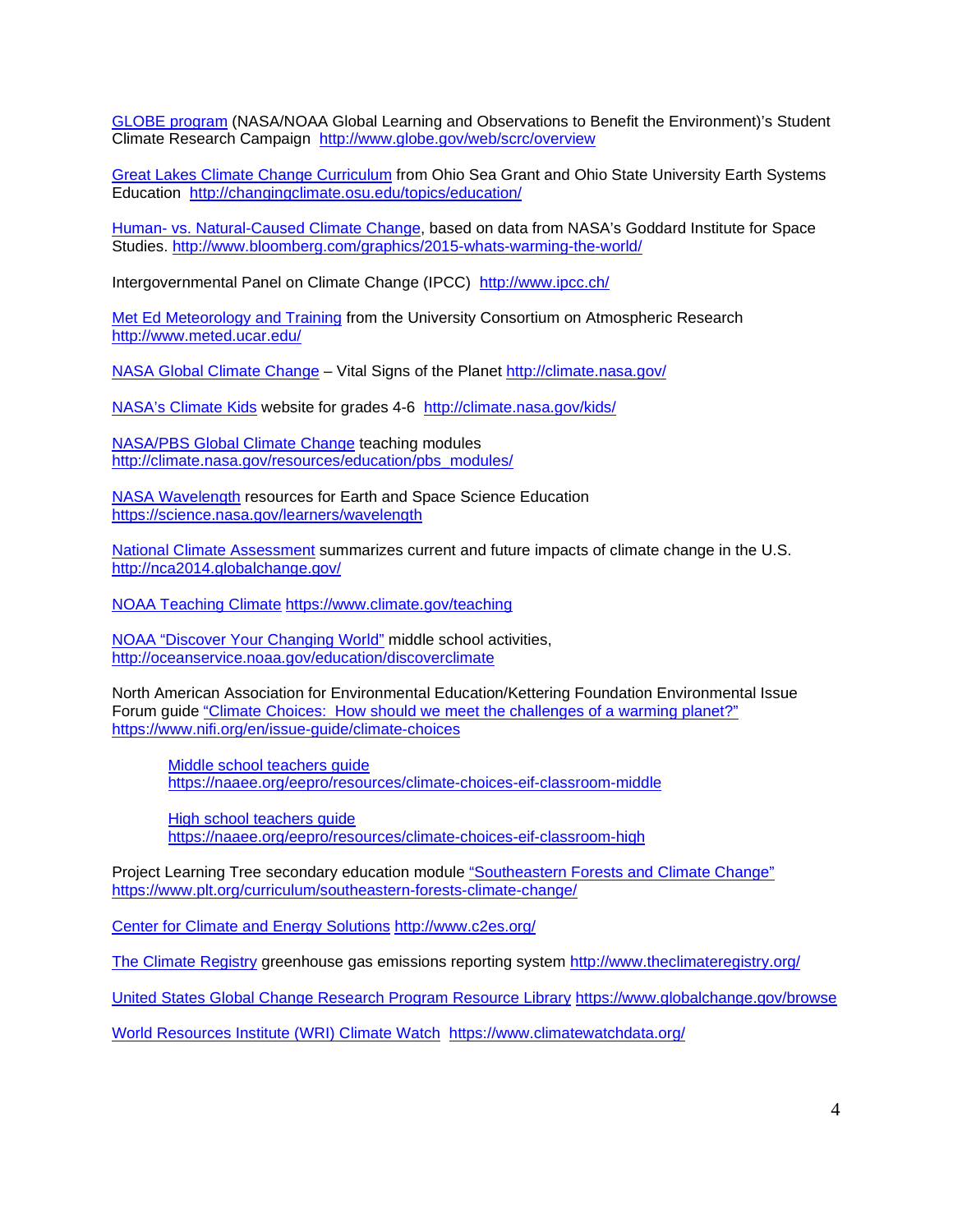GLOBE program (NASA/NOAA Global Learning and Observations to Benefit the Environment)'s Student Climate Research Campaign http://www.globe.gov/web/scrc/overview

Great Lakes Climate Change Curriculum from Ohio Sea Grant and Ohio State University Earth Systems Education http://changingclimate.osu.edu/topics/education/

Human- vs. Natural-Caused Climate Change, based on data from NASA's Goddard Institute for Space Studies. http://www.bloomberg.com/graphics/2015-whats-warming-the-world/

Intergovernmental Panel on Climate Change (IPCC) http://www.ipcc.ch/

Met Ed Meteorology and Training from the University Consortium on Atmospheric Research http://www.meted.ucar.edu/

NASA Global Climate Change – Vital Signs of the Planet http://climate.nasa.gov/

NASA's Climate Kids website for grades 4-6 http://climate.nasa.gov/kids/

NASA/PBS Global Climate Change teaching modules http://climate.nasa.gov/resources/education/pbs_modules/

NASA Wavelength resources for Earth and Space Science Education https://science.nasa.gov/learners/wavelength

National Climate Assessment summarizes current and future impacts of climate change in the U.S. http://nca2014.globalchange.gov/

NOAA Teaching Climate https://www.climate.gov/teaching

NOAA "Discover Your Changing World" middle school activities, http://oceanservice.noaa.gov/education/discoverclimate

North American Association for Environmental Education/Kettering Foundation Environmental Issue Forum guide "Climate Choices: How should we meet the challenges of a warming planet?" https://www.nifi.org/en/issue-guide/climate-choices

> Middle school teachers guide https://naaee.org/eepro/resources/climate-choices-eif-classroom-middle
>
> High school teachers guide https://naaee.org/eepro/resources/climate-choices-eif-classroom-high

Project Learning Tree secondary education module "Southeastern Forests and Climate Change" https://www.plt.org/curriculum/southeastern-forests-climate-change/

Center for Climate and Energy Solutions http://www.c2es.org/

The Climate Registry greenhouse gas emissions reporting system http://www.theclimateregistry.org/

United States Global Change Research Program Resource Library https://www.globalchange.gov/browse

World Resources Institute (WRI) Climate Watch https://www.climatewatchdata.org/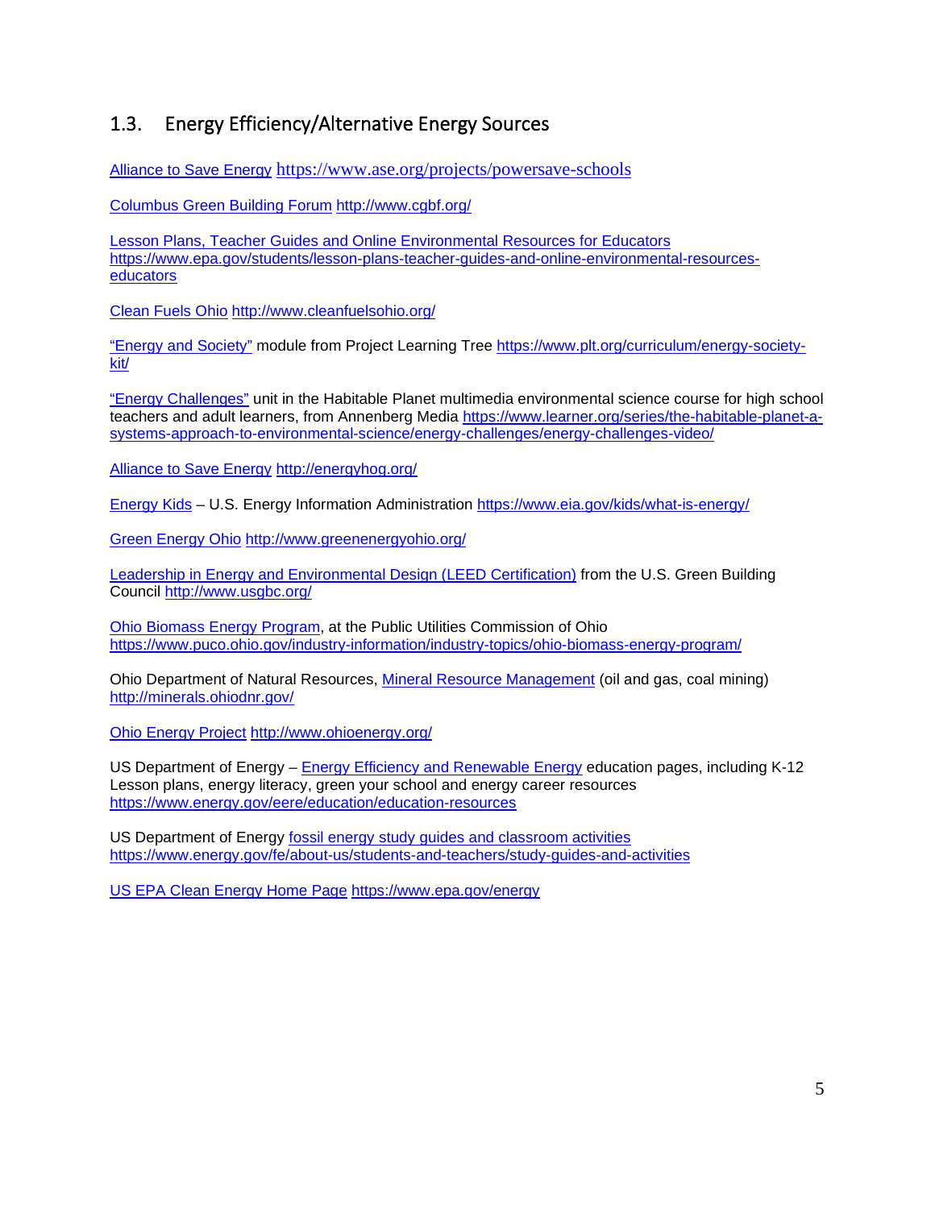## 1.3. Energy Efficiency/Alternative Energy Sources

Alliance to Save Energy https://www.ase.org/projects/powersave-schools

Columbus Green Building Forum http://www.cgbf.org/

Lesson Plans, Teacher Guides and Online Environmental Resources for Educators https://www.epa.gov/students/lesson-plans-teacher-guides-and-online-environmental-resources-educators

Clean Fuels Ohio http://www.cleanfuelsohio.org/

"Energy and Society" module from Project Learning Tree https://www.plt.org/curriculum/energy-society-kit/

"Energy Challenges" unit in the Habitable Planet multimedia environmental science course for high school teachers and adult learners, from Annenberg Media https://www.learner.org/series/the-habitable-planet-a-systems-approach-to-environmental-science/energy-challenges/energy-challenges-video/

Alliance to Save Energy http://energyhog.org/

Energy Kids – U.S. Energy Information Administration https://www.eia.gov/kids/what-is-energy/

Green Energy Ohio http://www.greenenergyohio.org/

Leadership in Energy and Environmental Design (LEED Certification) from the U.S. Green Building Council http://www.usgbc.org/

Ohio Biomass Energy Program, at the Public Utilities Commission of Ohio https://www.puco.ohio.gov/industry-information/industry-topics/ohio-biomass-energy-program/

Ohio Department of Natural Resources, Mineral Resource Management (oil and gas, coal mining) http://minerals.ohiodnr.gov/

Ohio Energy Project http://www.ohioenergy.org/

US Department of Energy – Energy Efficiency and Renewable Energy education pages, including K-12 Lesson plans, energy literacy, green your school and energy career resources https://www.energy.gov/eere/education/education-resources

US Department of Energy fossil energy study guides and classroom activities https://www.energy.gov/fe/about-us/students-and-teachers/study-guides-and-activities

US EPA Clean Energy Home Page https://www.epa.gov/energy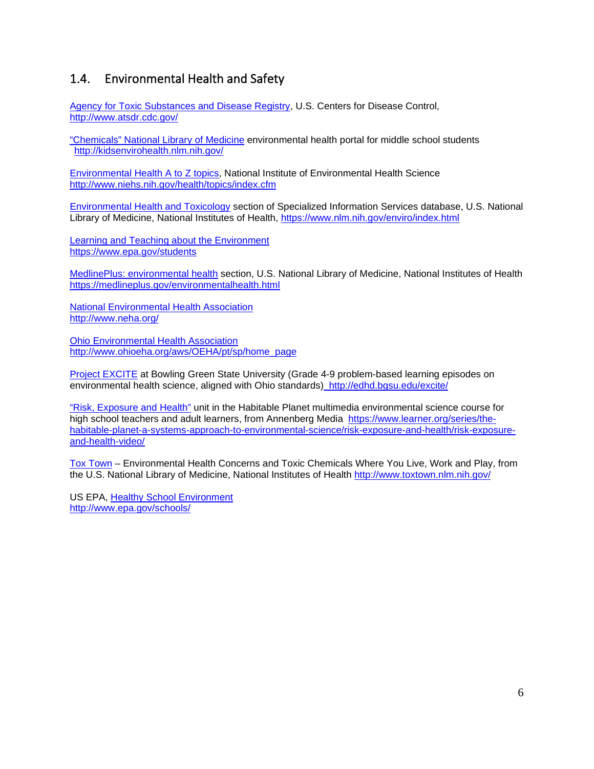## 1.4. Environmental Health and Safety

Agency for Toxic Substances and Disease Registry, U.S. Centers for Disease Control, http://www.atsdr.cdc.gov/

"Chemicals" National Library of Medicine environmental health portal for middle school students http://kidsenvirohealth.nlm.nih.gov/

Environmental Health A to Z topics, National Institute of Environmental Health Science http://www.niehs.nih.gov/health/topics/index.cfm

Environmental Health and Toxicology section of Specialized Information Services database, U.S. National Library of Medicine, National Institutes of Health, https://www.nlm.nih.gov/enviro/index.html

Learning and Teaching about the Environment https://www.epa.gov/students

MedlinePlus: environmental health section, U.S. National Library of Medicine, National Institutes of Health https://medlineplus.gov/environmentalhealth.html

National Environmental Health Association http://www.neha.org/

Ohio Environmental Health Association http://www.ohioeha.org/aws/OEHA/pt/sp/home_page

Project EXCITE at Bowling Green State University (Grade 4-9 problem-based learning episodes on environmental health science, aligned with Ohio standards) http://edhd.bgsu.edu/excite/

"Risk, Exposure and Health" unit in the Habitable Planet multimedia environmental science course for high school teachers and adult learners, from Annenberg Media https://www.learner.org/series/the-habitable-planet-a-systems-approach-to-environmental-science/risk-exposure-and-health/risk-exposure-and-health-video/

Tox Town – Environmental Health Concerns and Toxic Chemicals Where You Live, Work and Play, from the U.S. National Library of Medicine, National Institutes of Health http://www.toxtown.nlm.nih.gov/

US EPA, Healthy School Environment http://www.epa.gov/schools/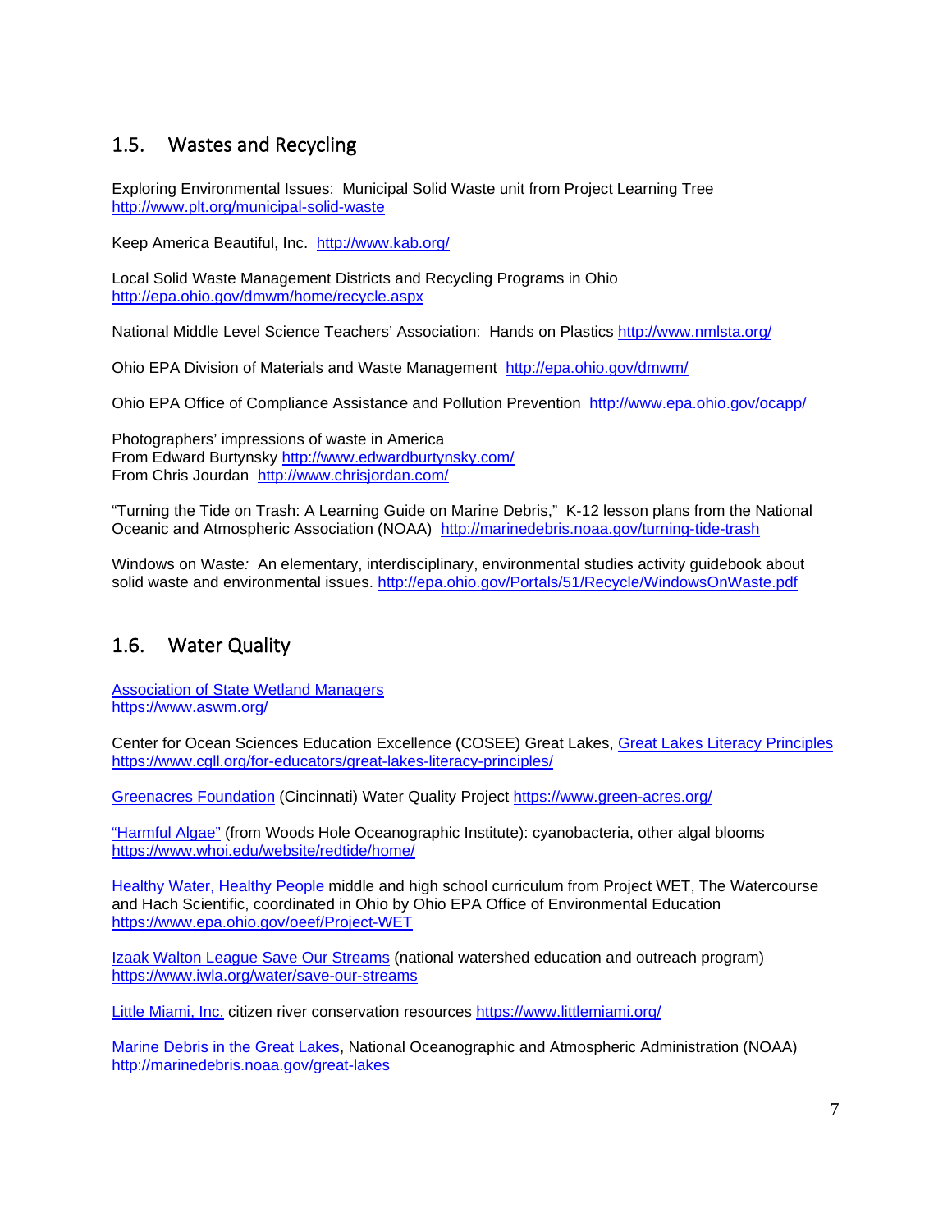## 1.5. Wastes and Recycling

Exploring Environmental Issues: Municipal Solid Waste unit from Project Learning Tree
http://www.plt.org/municipal-solid-waste

Keep America Beautiful, Inc. http://www.kab.org/

Local Solid Waste Management Districts and Recycling Programs in Ohio
http://epa.ohio.gov/dmwm/home/recycle.aspx

National Middle Level Science Teachers' Association: Hands on Plastics http://www.nmlsta.org/

Ohio EPA Division of Materials and Waste Management http://epa.ohio.gov/dmwm/

Ohio EPA Office of Compliance Assistance and Pollution Prevention http://www.epa.ohio.gov/ocapp/

Photographers' impressions of waste in America
From Edward Burtynsky http://www.edwardburtynsky.com/
From Chris Jourdan http://www.chrisjordan.com/

"Turning the Tide on Trash: A Learning Guide on Marine Debris," K-12 lesson plans from the National Oceanic and Atmospheric Association (NOAA) http://marinedebris.noaa.gov/turning-tide-trash

Windows on Waste*:* An elementary, interdisciplinary, environmental studies activity guidebook about solid waste and environmental issues. http://epa.ohio.gov/Portals/51/Recycle/WindowsOnWaste.pdf

## 1.6. Water Quality

Association of State Wetland Managers
https://www.aswm.org/

Center for Ocean Sciences Education Excellence (COSEE) Great Lakes, Great Lakes Literacy Principles
https://www.cgll.org/for-educators/great-lakes-literacy-principles/

Greenacres Foundation (Cincinnati) Water Quality Project https://www.green-acres.org/

"Harmful Algae" (from Woods Hole Oceanographic Institute): cyanobacteria, other algal blooms
https://www.whoi.edu/website/redtide/home/

Healthy Water, Healthy People middle and high school curriculum from Project WET, The Watercourse and Hach Scientific, coordinated in Ohio by Ohio EPA Office of Environmental Education
https://www.epa.ohio.gov/oeef/Project-WET

Izaak Walton League Save Our Streams (national watershed education and outreach program)
https://www.iwla.org/water/save-our-streams

Little Miami, Inc. citizen river conservation resources https://www.littlemiami.org/

Marine Debris in the Great Lakes, National Oceanographic and Atmospheric Administration (NOAA)
http://marinedebris.noaa.gov/great-lakes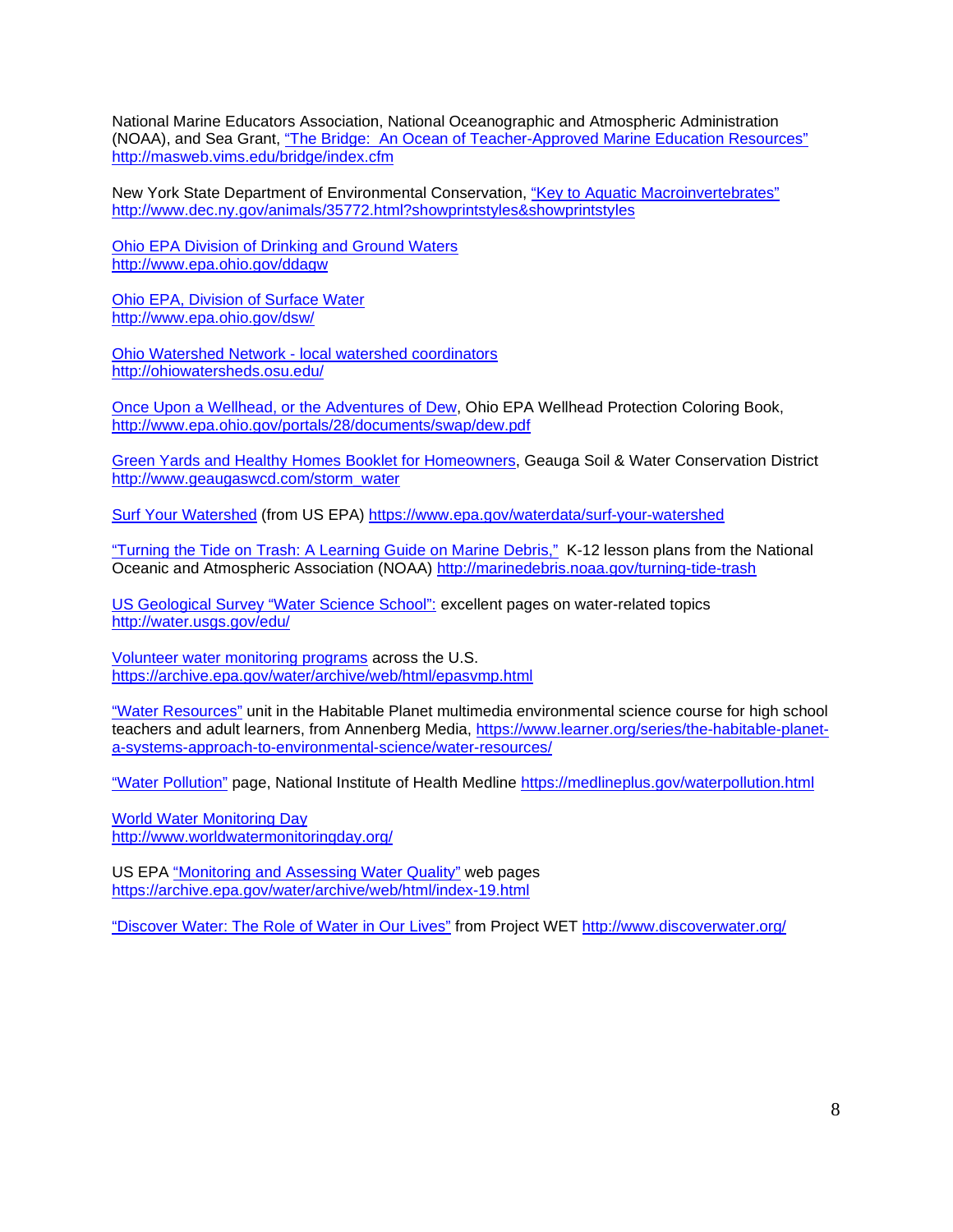National Marine Educators Association, National Oceanographic and Atmospheric Administration (NOAA), and Sea Grant, "The Bridge: An Ocean of Teacher-Approved Marine Education Resources" http://masweb.vims.edu/bridge/index.cfm

New York State Department of Environmental Conservation, "Key to Aquatic Macroinvertebrates" http://www.dec.ny.gov/animals/35772.html?showprintstyles&showprintstyles

Ohio EPA Division of Drinking and Ground Waters
http://www.epa.ohio.gov/ddagw

Ohio EPA, Division of Surface Water
http://www.epa.ohio.gov/dsw/

Ohio Watershed Network - local watershed coordinators
http://ohiowatersheds.osu.edu/

Once Upon a Wellhead, or the Adventures of Dew, Ohio EPA Wellhead Protection Coloring Book, http://www.epa.ohio.gov/portals/28/documents/swap/dew.pdf

Green Yards and Healthy Homes Booklet for Homeowners, Geauga Soil & Water Conservation District http://www.geaugaswcd.com/storm_water

Surf Your Watershed (from US EPA) https://www.epa.gov/waterdata/surf-your-watershed

"Turning the Tide on Trash: A Learning Guide on Marine Debris," K-12 lesson plans from the National Oceanic and Atmospheric Association (NOAA) http://marinedebris.noaa.gov/turning-tide-trash

US Geological Survey "Water Science School": excellent pages on water-related topics http://water.usgs.gov/edu/

Volunteer water monitoring programs across the U.S.
https://archive.epa.gov/water/archive/web/html/epasvmp.html

"Water Resources" unit in the Habitable Planet multimedia environmental science course for high school teachers and adult learners, from Annenberg Media, https://www.learner.org/series/the-habitable-planet-a-systems-approach-to-environmental-science/water-resources/

"Water Pollution" page, National Institute of Health Medline https://medlineplus.gov/waterpollution.html

World Water Monitoring Day
http://www.worldwatermonitoringday.org/

US EPA "Monitoring and Assessing Water Quality" web pages
https://archive.epa.gov/water/archive/web/html/index-19.html

"Discover Water: The Role of Water in Our Lives" from Project WET http://www.discoverwater.org/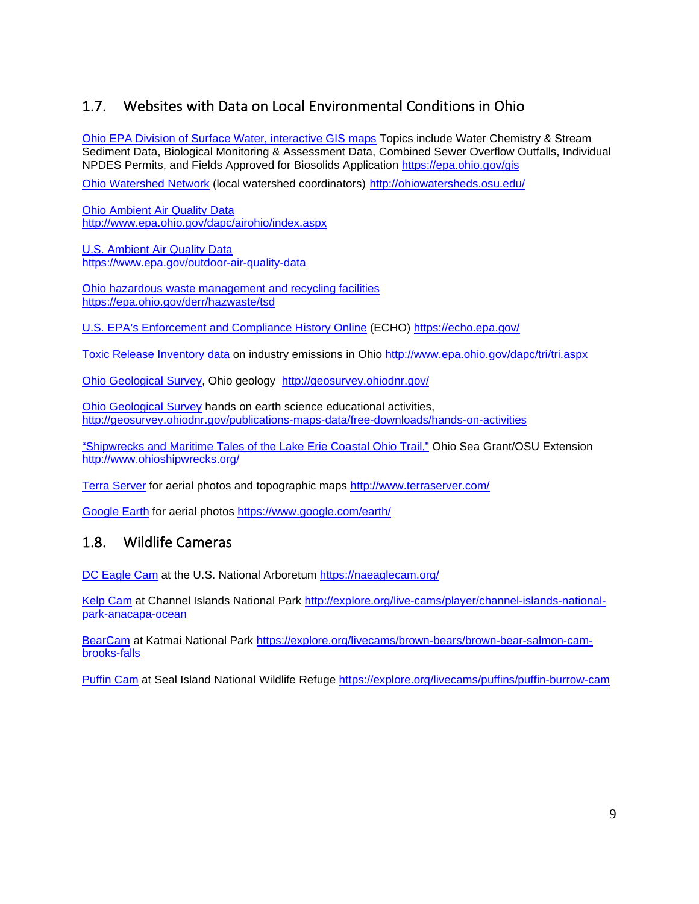## 1.7. Websites with Data on Local Environmental Conditions in Ohio

Ohio EPA Division of Surface Water, interactive GIS maps Topics include Water Chemistry & Stream Sediment Data, Biological Monitoring & Assessment Data, Combined Sewer Overflow Outfalls, Individual NPDES Permits, and Fields Approved for Biosolids Application https://epa.ohio.gov/gis

Ohio Watershed Network (local watershed coordinators) http://ohiowatersheds.osu.edu/

Ohio Ambient Air Quality Data
http://www.epa.ohio.gov/dapc/airohio/index.aspx

U.S. Ambient Air Quality Data
https://www.epa.gov/outdoor-air-quality-data

Ohio hazardous waste management and recycling facilities
https://epa.ohio.gov/derr/hazwaste/tsd

U.S. EPA's Enforcement and Compliance History Online (ECHO) https://echo.epa.gov/

Toxic Release Inventory data on industry emissions in Ohio http://www.epa.ohio.gov/dapc/tri/tri.aspx

Ohio Geological Survey, Ohio geology http://geosurvey.ohiodnr.gov/

Ohio Geological Survey hands on earth science educational activities,
http://geosurvey.ohiodnr.gov/publications-maps-data/free-downloads/hands-on-activities

"Shipwrecks and Maritime Tales of the Lake Erie Coastal Ohio Trail," Ohio Sea Grant/OSU Extension
http://www.ohioshipwrecks.org/

Terra Server for aerial photos and topographic maps http://www.terraserver.com/

Google Earth for aerial photos https://www.google.com/earth/

## 1.8. Wildlife Cameras

DC Eagle Cam at the U.S. National Arboretum https://naeaglecam.org/

Kelp Cam at Channel Islands National Park http://explore.org/live-cams/player/channel-islands-national-park-anacapa-ocean

BearCam at Katmai National Park https://explore.org/livecams/brown-bears/brown-bear-salmon-cam-brooks-falls

Puffin Cam at Seal Island National Wildlife Refuge https://explore.org/livecams/puffins/puffin-burrow-cam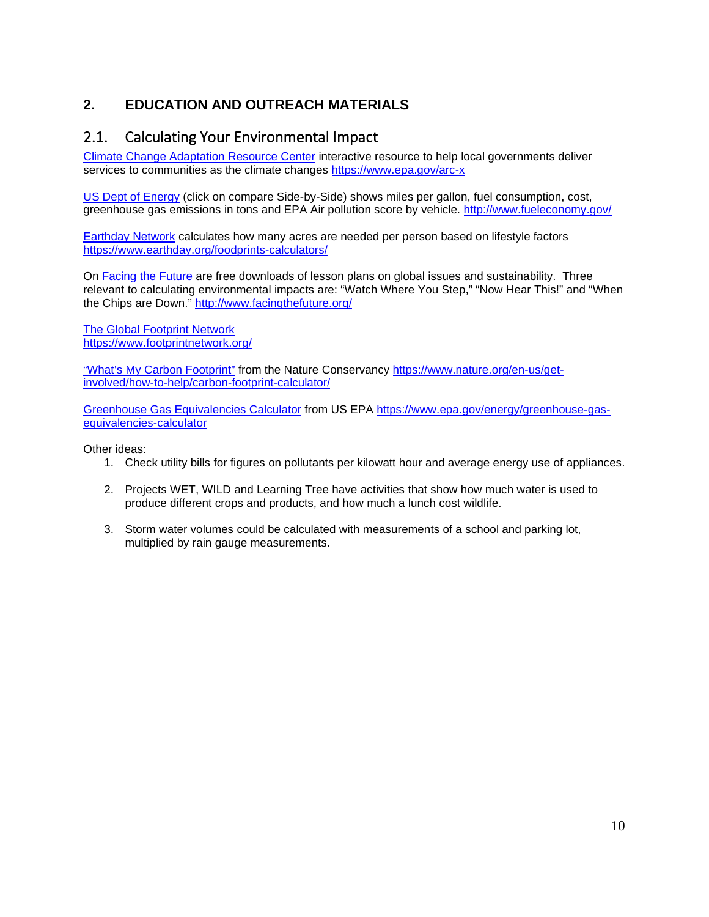## 2. EDUCATION AND OUTREACH MATERIALS

### 2.1. Calculating Your Environmental Impact

Climate Change Adaptation Resource Center interactive resource to help local governments deliver services to communities as the climate changes https://www.epa.gov/arc-x

US Dept of Energy (click on compare Side-by-Side) shows miles per gallon, fuel consumption, cost, greenhouse gas emissions in tons and EPA Air pollution score by vehicle. http://www.fueleconomy.gov/

Earthday Network calculates how many acres are needed per person based on lifestyle factors https://www.earthday.org/foodprints-calculators/

On Facing the Future are free downloads of lesson plans on global issues and sustainability. Three relevant to calculating environmental impacts are: "Watch Where You Step," "Now Hear This!" and "When the Chips are Down." http://www.facingthefuture.org/

The Global Footprint Network
https://www.footprintnetwork.org/

"What's My Carbon Footprint" from the Nature Conservancy https://www.nature.org/en-us/get-involved/how-to-help/carbon-footprint-calculator/

Greenhouse Gas Equivalencies Calculator from US EPA https://www.epa.gov/energy/greenhouse-gas-equivalencies-calculator

Other ideas:

1. Check utility bills for figures on pollutants per kilowatt hour and average energy use of appliances.

2. Projects WET, WILD and Learning Tree have activities that show how much water is used to produce different crops and products, and how much a lunch cost wildlife.

3. Storm water volumes could be calculated with measurements of a school and parking lot, multiplied by rain gauge measurements.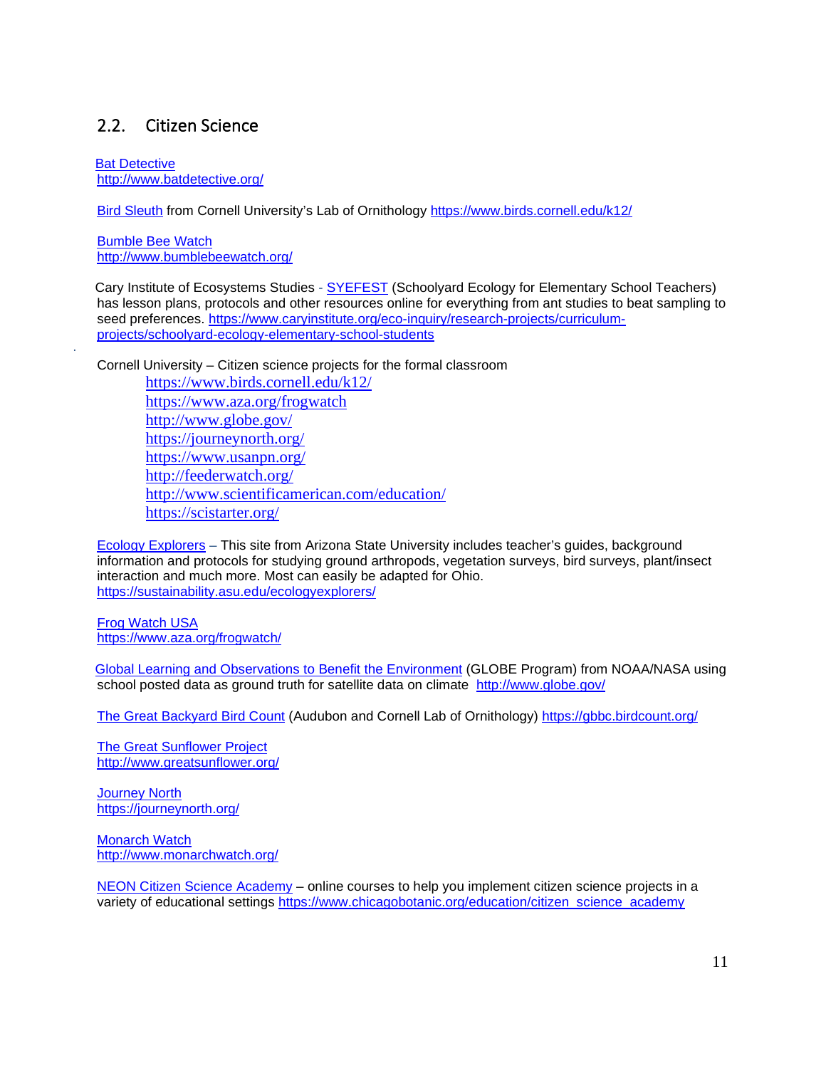## 2.2. Citizen Science

Bat Detective
http://www.batdetective.org/

Bird Sleuth from Cornell University's Lab of Ornithology https://www.birds.cornell.edu/k12/

Bumble Bee Watch
http://www.bumblebeewatch.org/

Cary Institute of Ecosystems Studies - SYEFEST (Schoolyard Ecology for Elementary School Teachers) has lesson plans, protocols and other resources online for everything from ant studies to beat sampling to seed preferences. https://www.caryinstitute.org/eco-inquiry/research-projects/curriculum-projects/schoolyard-ecology-elementary-school-students

Cornell University – Citizen science projects for the formal classroom

- https://www.birds.cornell.edu/k12/
- https://www.aza.org/frogwatch
- http://www.globe.gov/
- https://journeynorth.org/
- https://www.usanpn.org/
- http://feederwatch.org/
- http://www.scientificamerican.com/education/
- https://scistarter.org/

Ecology Explorers – This site from Arizona State University includes teacher's guides, background information and protocols for studying ground arthropods, vegetation surveys, bird surveys, plant/insect interaction and much more. Most can easily be adapted for Ohio.
https://sustainability.asu.edu/ecologyexplorers/

Frog Watch USA
https://www.aza.org/frogwatch/

Global Learning and Observations to Benefit the Environment (GLOBE Program) from NOAA/NASA using school posted data as ground truth for satellite data on climate http://www.globe.gov/

The Great Backyard Bird Count (Audubon and Cornell Lab of Ornithology) https://gbbc.birdcount.org/

The Great Sunflower Project
http://www.greatsunflower.org/

Journey North
https://journeynorth.org/

Monarch Watch
http://www.monarchwatch.org/

NEON Citizen Science Academy – online courses to help you implement citizen science projects in a variety of educational settings https://www.chicagobotanic.org/education/citizen_science_academy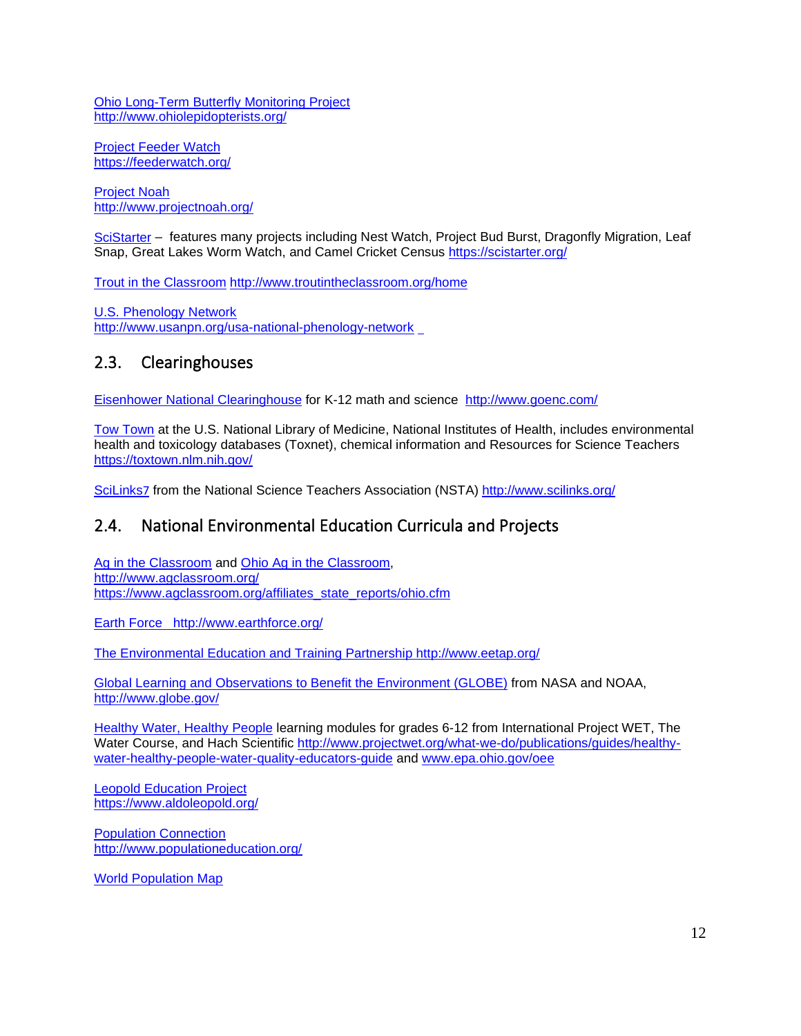Ohio Long-Term Butterfly Monitoring Project
http://www.ohiolepidopterists.org/

Project Feeder Watch
https://feederwatch.org/

Project Noah
http://www.projectnoah.org/

SciStarter – features many projects including Nest Watch, Project Bud Burst, Dragonfly Migration, Leaf Snap, Great Lakes Worm Watch, and Camel Cricket Census https://scistarter.org/

Trout in the Classroom http://www.troutintheclassroom.org/home

U.S. Phenology Network
http://www.usanpn.org/usa-national-phenology-network

## 2.3. Clearinghouses

Eisenhower National Clearinghouse for K-12 math and science http://www.goenc.com/

Tow Town at the U.S. National Library of Medicine, National Institutes of Health, includes environmental health and toxicology databases (Toxnet), chemical information and Resources for Science Teachers https://toxtown.nlm.nih.gov/

SciLinks7 from the National Science Teachers Association (NSTA) http://www.scilinks.org/

## 2.4. National Environmental Education Curricula and Projects

Ag in the Classroom and Ohio Ag in the Classroom,
http://www.agclassroom.org/
https://www.agclassroom.org/affiliates_state_reports/ohio.cfm

Earth Force http://www.earthforce.org/

The Environmental Education and Training Partnership http://www.eetap.org/

Global Learning and Observations to Benefit the Environment (GLOBE) from NASA and NOAA,
http://www.globe.gov/

Healthy Water, Healthy People learning modules for grades 6-12 from International Project WET, The Water Course, and Hach Scientific http://www.projectwet.org/what-we-do/publications/guides/healthy-water-healthy-people-water-quality-educators-guide and www.epa.ohio.gov/oee

Leopold Education Project
https://www.aldoleopold.org/

Population Connection
http://www.populationeducation.org/

World Population Map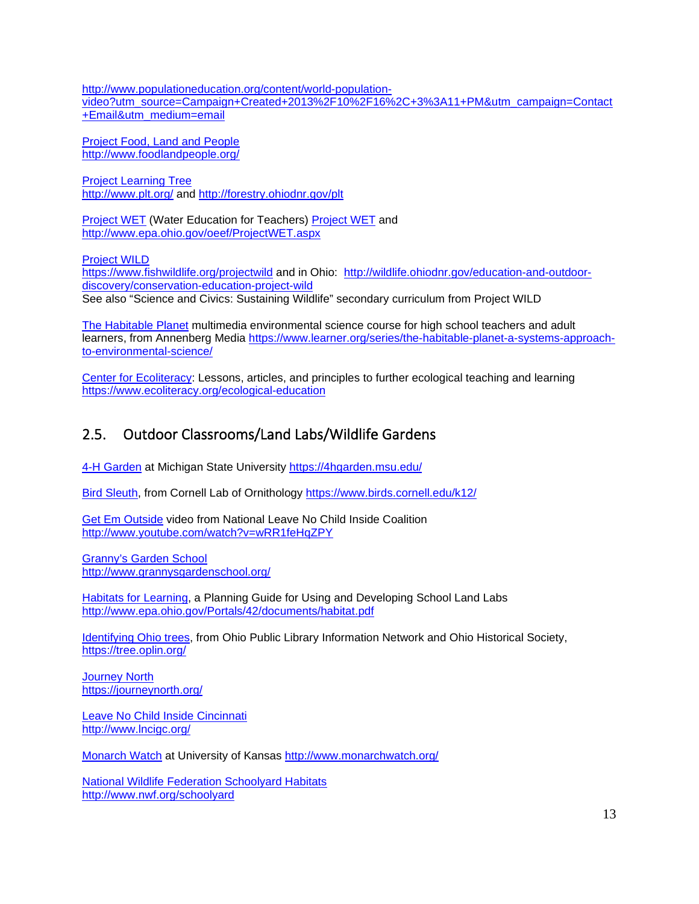http://www.populationeducation.org/content/world-population-video?utm_source=Campaign+Created+2013%2F10%2F16%2C+3%3A11+PM&utm_campaign=Contact+Email&utm_medium=email

Project Food, Land and People
http://www.foodlandpeople.org/

Project Learning Tree
http://www.plt.org/ and http://forestry.ohiodnr.gov/plt

Project WET (Water Education for Teachers) Project WET and
http://www.epa.ohio.gov/oeef/ProjectWET.aspx

Project WILD
https://www.fishwildlife.org/projectwild and in Ohio: http://wildlife.ohiodnr.gov/education-and-outdoor-discovery/conservation-education-project-wild
See also "Science and Civics: Sustaining Wildlife" secondary curriculum from Project WILD

The Habitable Planet multimedia environmental science course for high school teachers and adult learners, from Annenberg Media https://www.learner.org/series/the-habitable-planet-a-systems-approach-to-environmental-science/

Center for Ecoliteracy: Lessons, articles, and principles to further ecological teaching and learning
https://www.ecoliteracy.org/ecological-education

## 2.5. Outdoor Classrooms/Land Labs/Wildlife Gardens

4-H Garden at Michigan State University https://4hgarden.msu.edu/

Bird Sleuth, from Cornell Lab of Ornithology https://www.birds.cornell.edu/k12/

Get Em Outside video from National Leave No Child Inside Coalition
http://www.youtube.com/watch?v=wRR1feHqZPY

Granny's Garden School
http://www.grannysgardenschool.org/

Habitats for Learning, a Planning Guide for Using and Developing School Land Labs
http://www.epa.ohio.gov/Portals/42/documents/habitat.pdf

Identifying Ohio trees, from Ohio Public Library Information Network and Ohio Historical Society,
https://tree.oplin.org/

Journey North
https://journeynorth.org/

Leave No Child Inside Cincinnati
http://www.lncigc.org/

Monarch Watch at University of Kansas http://www.monarchwatch.org/

National Wildlife Federation Schoolyard Habitats
http://www.nwf.org/schoolyard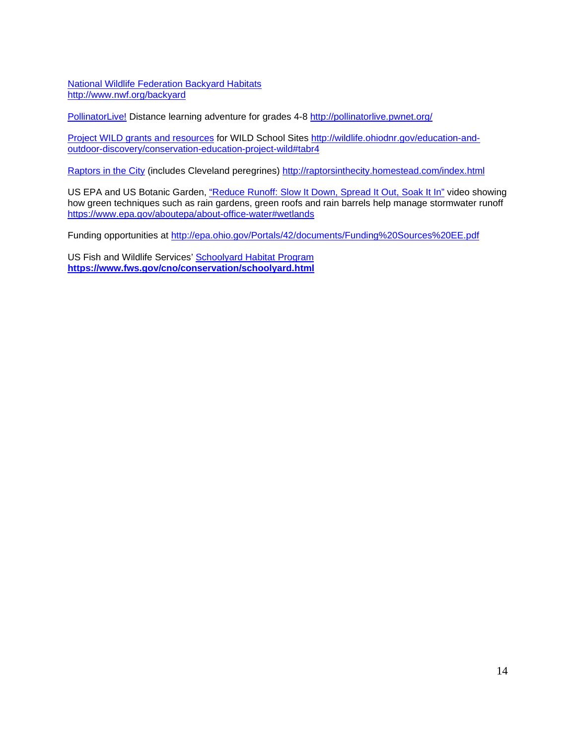National Wildlife Federation Backyard Habitats
http://www.nwf.org/backyard

PollinatorLive! Distance learning adventure for grades 4-8 http://pollinatorlive.pwnet.org/

Project WILD grants and resources for WILD School Sites http://wildlife.ohiodnr.gov/education-and-outdoor-discovery/conservation-education-project-wild#tabr4

Raptors in the City (includes Cleveland peregrines) http://raptorsinthecity.homestead.com/index.html

US EPA and US Botanic Garden, "Reduce Runoff: Slow It Down, Spread It Out, Soak It In" video showing how green techniques such as rain gardens, green roofs and rain barrels help manage stormwater runoff https://www.epa.gov/aboutepa/about-office-water#wetlands

Funding opportunities at http://epa.ohio.gov/Portals/42/documents/Funding%20Sources%20EE.pdf

US Fish and Wildlife Services' Schoolyard Habitat Program
**https://www.fws.gov/cno/conservation/schoolyard.html**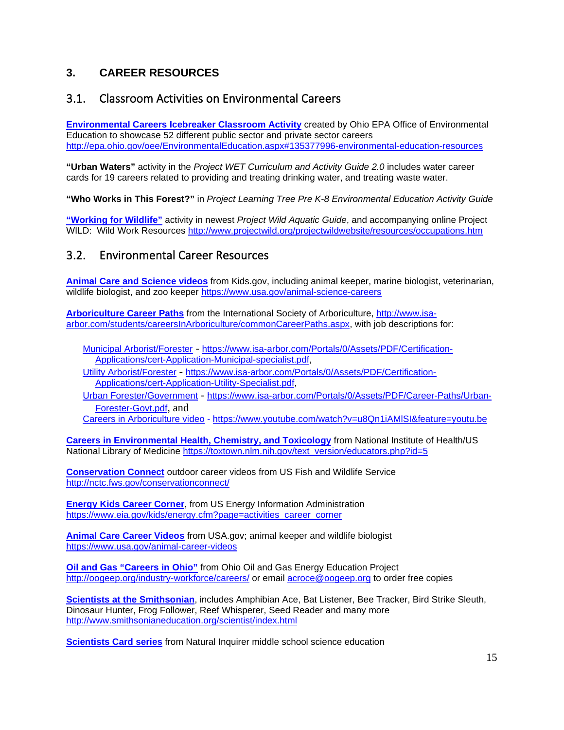# 3. CAREER RESOURCES

## 3.1. Classroom Activities on Environmental Careers

**Environmental Careers Icebreaker Classroom Activity** created by Ohio EPA Office of Environmental Education to showcase 52 different public sector and private sector careers http://epa.ohio.gov/oee/EnvironmentalEducation.aspx#135377996-environmental-education-resources

**"Urban Waters"** activity in the *Project WET Curriculum and Activity Guide 2.0* includes water career cards for 19 careers related to providing and treating drinking water, and treating waste water.

**"Who Works in This Forest?"** in *Project Learning Tree Pre K-8 Environmental Education Activity Guide*

**"Working for Wildlife"** activity in newest *Project Wild Aquatic Guide*, and accompanying online Project WILD: Wild Work Resources http://www.projectwild.org/projectwildwebsite/resources/occupations.htm

## 3.2. Environmental Career Resources

**Animal Care and Science videos** from Kids.gov, including animal keeper, marine biologist, veterinarian, wildlife biologist, and zoo keeper https://www.usa.gov/animal-science-careers

**Arboriculture Career Paths** from the International Society of Arboriculture, http://www.isa-arbor.com/students/careersInArboriculture/commonCareerPaths.aspx, with job descriptions for:

- Municipal Arborist/Forester - https://www.isa-arbor.com/Portals/0/Assets/PDF/Certification-Applications/cert-Application-Municipal-specialist.pdf,
- Utility Arborist/Forester - https://www.isa-arbor.com/Portals/0/Assets/PDF/Certification-Applications/cert-Application-Utility-Specialist.pdf,
- Urban Forester/Government - https://www.isa-arbor.com/Portals/0/Assets/PDF/Career-Paths/Urban-Forester-Govt.pdf, and
- Careers in Arboriculture video - https://www.youtube.com/watch?v=u8Qn1iAMlSI&feature=youtu.be

**Careers in Environmental Health, Chemistry, and Toxicology** from National Institute of Health/US National Library of Medicine https://toxtown.nlm.nih.gov/text_version/educators.php?id=5

**Conservation Connect** outdoor career videos from US Fish and Wildlife Service http://nctc.fws.gov/conservationconnect/

**Energy Kids Career Corner**, from US Energy Information Administration https://www.eia.gov/kids/energy.cfm?page=activities_career_corner

**Animal Care Career Videos** from USA.gov; animal keeper and wildlife biologist https://www.usa.gov/animal-career-videos

**Oil and Gas "Careers in Ohio"** from Ohio Oil and Gas Energy Education Project http://oogeep.org/industry-workforce/careers/ or email acroce@oogeep.org to order free copies

**Scientists at the Smithsonian**, includes Amphibian Ace, Bat Listener, Bee Tracker, Bird Strike Sleuth, Dinosaur Hunter, Frog Follower, Reef Whisperer, Seed Reader and many more http://www.smithsonianeducation.org/scientist/index.html

**Scientists Card series** from Natural Inquirer middle school science education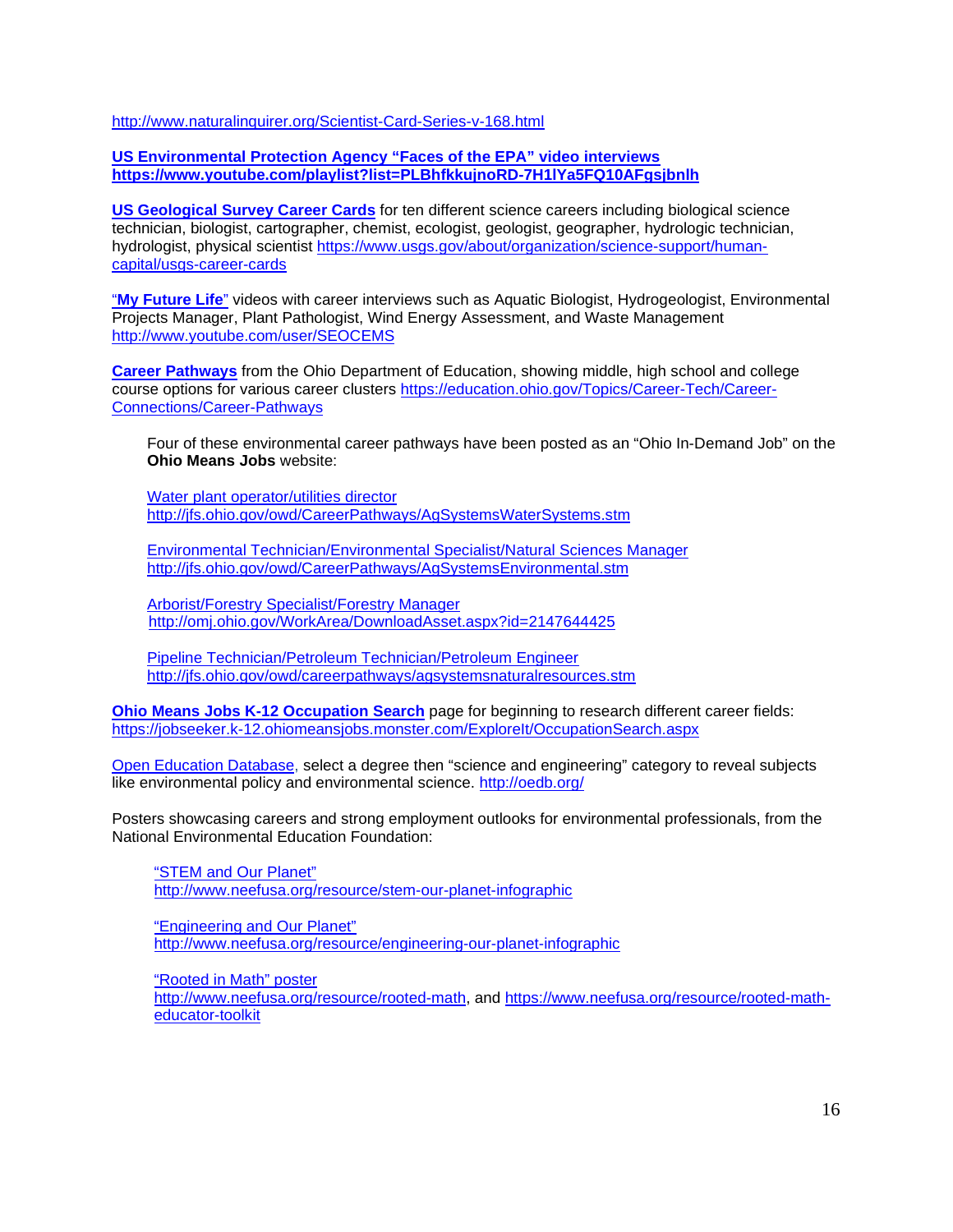http://www.naturalinquirer.org/Scientist-Card-Series-v-168.html

**US Environmental Protection Agency "Faces of the EPA" video interviews https://www.youtube.com/playlist?list=PLBhfkkujnoRD-7H1lYa5FQ10AFgsjbnlh**

**US Geological Survey Career Cards** for ten different science careers including biological science technician, biologist, cartographer, chemist, ecologist, geologist, geographer, hydrologic technician, hydrologist, physical scientist https://www.usgs.gov/about/organization/science-support/human-capital/usgs-career-cards

"**My Future Life**" videos with career interviews such as Aquatic Biologist, Hydrogeologist, Environmental Projects Manager, Plant Pathologist, Wind Energy Assessment, and Waste Management http://www.youtube.com/user/SEOCEMS

**Career Pathways** from the Ohio Department of Education, showing middle, high school and college course options for various career clusters https://education.ohio.gov/Topics/Career-Tech/Career-Connections/Career-Pathways

> Four of these environmental career pathways have been posted as an "Ohio In-Demand Job" on the **Ohio Means Jobs** website:
>
> Water plant operator/utilities director
> http://jfs.ohio.gov/owd/CareerPathways/AgSystemsWaterSystems.stm
>
> Environmental Technician/Environmental Specialist/Natural Sciences Manager
> http://jfs.ohio.gov/owd/CareerPathways/AgSystemsEnvironmental.stm
>
> Arborist/Forestry Specialist/Forestry Manager
> http://omj.ohio.gov/WorkArea/DownloadAsset.aspx?id=2147644425
>
> Pipeline Technician/Petroleum Technician/Petroleum Engineer
> http://jfs.ohio.gov/owd/careerpathways/agsystemsnaturalresources.stm

**Ohio Means Jobs K-12 Occupation Search** page for beginning to research different career fields: https://jobseeker.k-12.ohiomeansjobs.monster.com/ExploreIt/OccupationSearch.aspx

Open Education Database, select a degree then "science and engineering" category to reveal subjects like environmental policy and environmental science. http://oedb.org/

Posters showcasing careers and strong employment outlooks for environmental professionals, from the National Environmental Education Foundation:

> "STEM and Our Planet"
> http://www.neefusa.org/resource/stem-our-planet-infographic
>
> "Engineering and Our Planet"
> http://www.neefusa.org/resource/engineering-our-planet-infographic
>
> "Rooted in Math" poster
> http://www.neefusa.org/resource/rooted-math, and https://www.neefusa.org/resource/rooted-math-educator-toolkit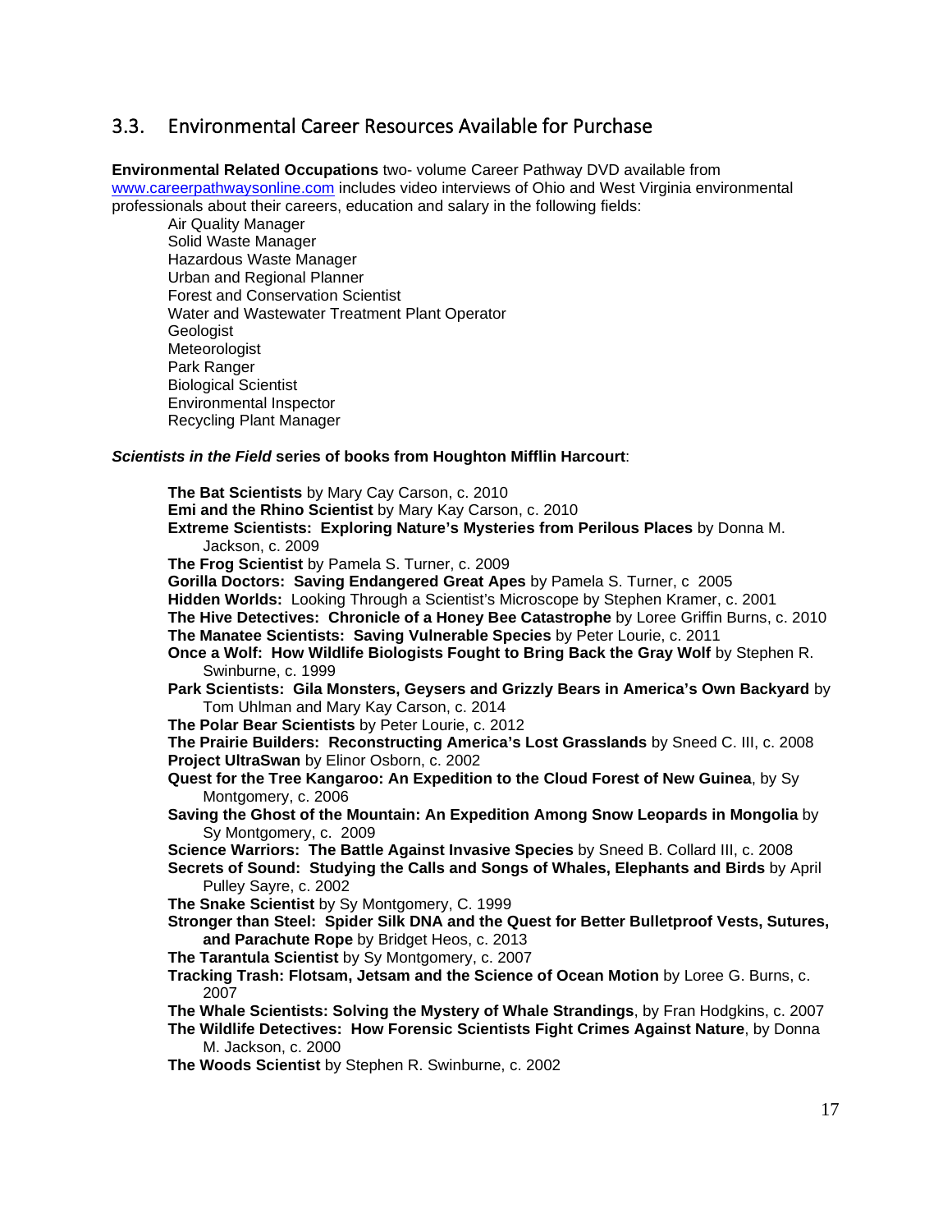## 3.3. Environmental Career Resources Available for Purchase

**Environmental Related Occupations** two- volume Career Pathway DVD available from www.careerpathwaysonline.com includes video interviews of Ohio and West Virginia environmental professionals about their careers, education and salary in the following fields:

- Air Quality Manager
- Solid Waste Manager
- Hazardous Waste Manager
- Urban and Regional Planner
- Forest and Conservation Scientist
- Water and Wastewater Treatment Plant Operator
- Geologist
- Meteorologist
- Park Ranger
- Biological Scientist
- Environmental Inspector
- Recycling Plant Manager

***Scientists in the Field*** **series of books from Houghton Mifflin Harcourt**:

- **The Bat Scientists** by Mary Cay Carson, c. 2010
- **Emi and the Rhino Scientist** by Mary Kay Carson, c. 2010
- **Extreme Scientists: Exploring Nature's Mysteries from Perilous Places** by Donna M. Jackson, c. 2009
- **The Frog Scientist** by Pamela S. Turner, c. 2009
- **Gorilla Doctors: Saving Endangered Great Apes** by Pamela S. Turner, c 2005
- **Hidden Worlds:** Looking Through a Scientist's Microscope by Stephen Kramer, c. 2001
- **The Hive Detectives: Chronicle of a Honey Bee Catastrophe** by Loree Griffin Burns, c. 2010
- **The Manatee Scientists: Saving Vulnerable Species** by Peter Lourie, c. 2011
- **Once a Wolf: How Wildlife Biologists Fought to Bring Back the Gray Wolf** by Stephen R. Swinburne, c. 1999
- **Park Scientists: Gila Monsters, Geysers and Grizzly Bears in America's Own Backyard** by Tom Uhlman and Mary Kay Carson, c. 2014
- **The Polar Bear Scientists** by Peter Lourie, c. 2012
- **The Prairie Builders: Reconstructing America's Lost Grasslands** by Sneed C. III, c. 2008
- **Project UltraSwan** by Elinor Osborn, c. 2002
- **Quest for the Tree Kangaroo: An Expedition to the Cloud Forest of New Guinea**, by Sy Montgomery, c. 2006
- **Saving the Ghost of the Mountain: An Expedition Among Snow Leopards in Mongolia** by Sy Montgomery, c. 2009
- **Science Warriors: The Battle Against Invasive Species** by Sneed B. Collard III, c. 2008
- **Secrets of Sound: Studying the Calls and Songs of Whales, Elephants and Birds** by April Pulley Sayre, c. 2002
- **The Snake Scientist** by Sy Montgomery, C. 1999
- **Stronger than Steel: Spider Silk DNA and the Quest for Better Bulletproof Vests, Sutures, and Parachute Rope** by Bridget Heos, c. 2013
- **The Tarantula Scientist** by Sy Montgomery, c. 2007
- **Tracking Trash: Flotsam, Jetsam and the Science of Ocean Motion** by Loree G. Burns, c. 2007
- **The Whale Scientists: Solving the Mystery of Whale Strandings**, by Fran Hodgkins, c. 2007
- **The Wildlife Detectives: How Forensic Scientists Fight Crimes Against Nature**, by Donna M. Jackson, c. 2000
- **The Woods Scientist** by Stephen R. Swinburne, c. 2002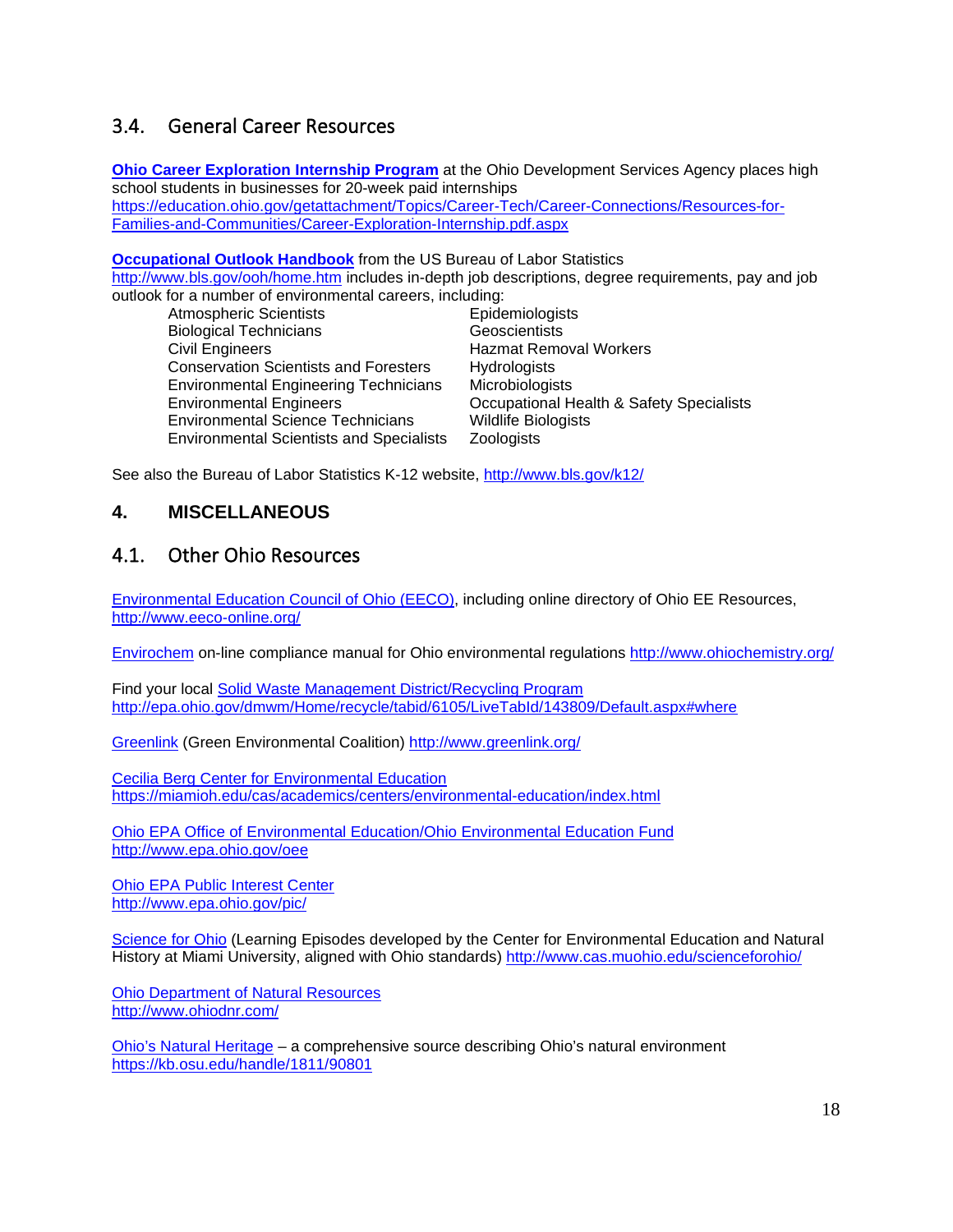## 3.4. General Career Resources

**Ohio Career Exploration Internship Program** at the Ohio Development Services Agency places high school students in businesses for 20-week paid internships https://education.ohio.gov/getattachment/Topics/Career-Tech/Career-Connections/Resources-for-Families-and-Communities/Career-Exploration-Internship.pdf.aspx

**Occupational Outlook Handbook** from the US Bureau of Labor Statistics http://www.bls.gov/ooh/home.htm includes in-depth job descriptions, degree requirements, pay and job outlook for a number of environmental careers, including:

- Atmospheric Scientists
- Biological Technicians
- Civil Engineers
- Conservation Scientists and Foresters
- Environmental Engineering Technicians
- Environmental Engineers
- Environmental Science Technicians
- Environmental Scientists and Specialists
- Epidemiologists
- Geoscientists
- Hazmat Removal Workers
- Hydrologists
- Microbiologists
- Occupational Health & Safety Specialists
- Wildlife Biologists
- Zoologists

See also the Bureau of Labor Statistics K-12 website, http://www.bls.gov/k12/

# 4. MISCELLANEOUS

## 4.1. Other Ohio Resources

Environmental Education Council of Ohio (EECO), including online directory of Ohio EE Resources, http://www.eeco-online.org/

Envirochem on-line compliance manual for Ohio environmental regulations http://www.ohiochemistry.org/

Find your local Solid Waste Management District/Recycling Program http://epa.ohio.gov/dmwm/Home/recycle/tabid/6105/LiveTabId/143809/Default.aspx#where

Greenlink (Green Environmental Coalition) http://www.greenlink.org/

Cecilia Berg Center for Environmental Education https://miamioh.edu/cas/academics/centers/environmental-education/index.html

Ohio EPA Office of Environmental Education/Ohio Environmental Education Fund http://www.epa.ohio.gov/oee

Ohio EPA Public Interest Center http://www.epa.ohio.gov/pic/

Science for Ohio (Learning Episodes developed by the Center for Environmental Education and Natural History at Miami University, aligned with Ohio standards) http://www.cas.muohio.edu/scienceforohio/

Ohio Department of Natural Resources http://www.ohiodnr.com/

Ohio's Natural Heritage – a comprehensive source describing Ohio's natural environment https://kb.osu.edu/handle/1811/90801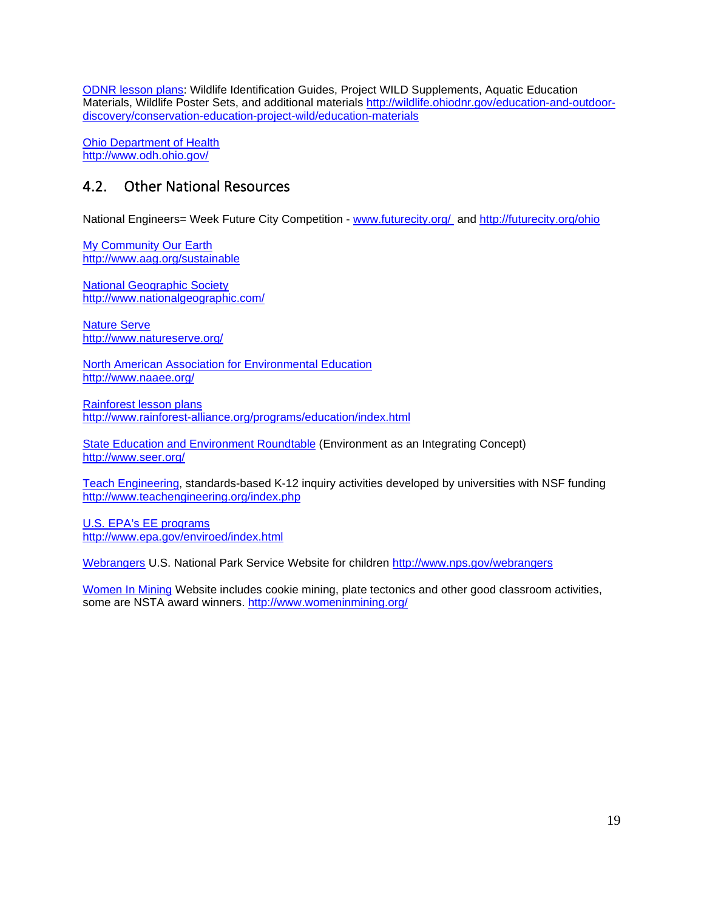ODNR lesson plans: Wildlife Identification Guides, Project WILD Supplements, Aquatic Education Materials, Wildlife Poster Sets, and additional materials http://wildlife.ohiodnr.gov/education-and-outdoor-discovery/conservation-education-project-wild/education-materials

Ohio Department of Health
http://www.odh.ohio.gov/

## 4.2. Other National Resources

National Engineers= Week Future City Competition - www.futurecity.org/ and http://futurecity.org/ohio

My Community Our Earth
http://www.aag.org/sustainable

National Geographic Society
http://www.nationalgeographic.com/

Nature Serve
http://www.natureserve.org/

North American Association for Environmental Education
http://www.naaee.org/

Rainforest lesson plans
http://www.rainforest-alliance.org/programs/education/index.html

State Education and Environment Roundtable (Environment as an Integrating Concept)
http://www.seer.org/

Teach Engineering, standards-based K-12 inquiry activities developed by universities with NSF funding
http://www.teachengineering.org/index.php

U.S. EPA's EE programs
http://www.epa.gov/enviroed/index.html

Webrangers U.S. National Park Service Website for children http://www.nps.gov/webrangers

Women In Mining Website includes cookie mining, plate tectonics and other good classroom activities, some are NSTA award winners. http://www.womeninmining.org/